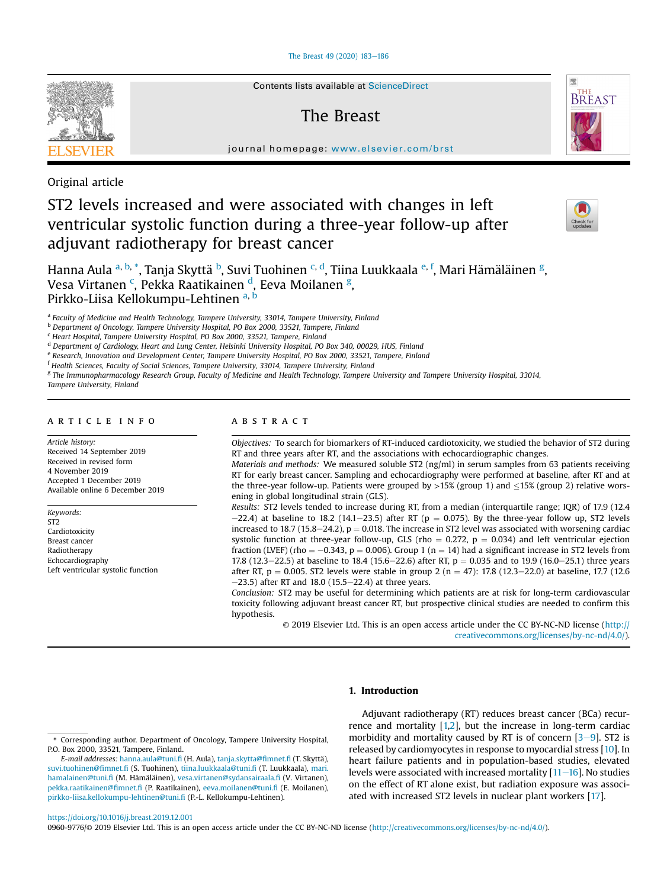Original article

# ST2 levels increased and were associated with changes in left ventricular systolic function during a three-year follow-up after adjuvant radiotherapy for breast cancer

Hanna Aula [a, b, *], Tanja Skyttä [b], Suvi Tuohinen [c, d], Tiina Luukkaala [e, f], Mari Hämäläinen [g], Vesa Virtanen [c], Pekka Raatikainen [d], Eeva Moilanen [g], Pirkko-Liisa Kellokumpu-Lehtinen [a, b]

[a] Faculty of Medicine and Health Technology, Tampere University, 33014, Tampere University, Finland
[b] Department of Oncology, Tampere University Hospital, PO Box 2000, 33521, Tampere, Finland
[c] Heart Hospital, Tampere University Hospital, PO Box 2000, 33521, Tampere, Finland
[d] Department of Cardiology, Heart and Lung Center, Helsinki University Hospital, PO Box 340, 00029, HUS, Finland
[e] Research, Innovation and Development Center, Tampere University Hospital, PO Box 2000, 33521, Tampere, Finland
[f] Health Sciences, Faculty of Social Sciences, Tampere University, 33014, Tampere University, Finland
[g] The Immunopharmacology Research Group, Faculty of Medicine and Health Technology, Tampere University and Tampere University Hospital, 33014, Tampere University, Finland

## ARTICLE INFO

*Article history:*
Received 14 September 2019
Received in revised form
4 November 2019
Accepted 1 December 2019
Available online 6 December 2019

*Keywords:*
ST2
Cardiotoxicity
Breast cancer
Radiotherapy
Echocardiography
Left ventricular systolic function

## ABSTRACT

*Objectives:* To search for biomarkers of RT-induced cardiotoxicity, we studied the behavior of ST2 during RT and three years after RT, and the associations with echocardiographic changes.

*Materials and methods:* We measured soluble ST2 (ng/ml) in serum samples from 63 patients receiving RT for early breast cancer. Sampling and echocardiography were performed at baseline, after RT and at the three-year follow-up. Patients were grouped by >15% (group 1) and ≤15% (group 2) relative worsening in global longitudinal strain (GLS).

*Results:* ST2 levels tended to increase during RT, from a median (interquartile range; IQR) of 17.9 (12.4−22.4) at baseline to 18.2 (14.1−23.5) after RT ($p = 0.075$). By the three-year follow up, ST2 levels increased to 18.7 (15.8−24.2), $p = 0.018$. The increase in ST2 level was associated with worsening cardiac systolic function at three-year follow-up, GLS ($rho = 0.272$, $p = 0.034$) and left ventricular ejection fraction (LVEF) ($rho = -0.343$, $p = 0.006$). Group 1 ($n = 14$) had a significant increase in ST2 levels from 17.8 (12.3−22.5) at baseline to 18.4 (15.6−22.6) after RT, $p = 0.035$ and to 19.9 (16.0−25.1) three years after RT, $p = 0.005$. ST2 levels were stable in group 2 ($n = 47$): 17.8 (12.3−22.0) at baseline, 17.7 (12.6−23.5) after RT and 18.0 (15.5−22.4) at three years.

*Conclusion:* ST2 may be useful for determining which patients are at risk for long-term cardiovascular toxicity following adjuvant breast cancer RT, but prospective clinical studies are needed to confirm this hypothesis.

© 2019 Elsevier Ltd. This is an open access article under the CC BY-NC-ND license (http://creativecommons.org/licenses/by-nc-nd/4.0/).

## 1. Introduction

Adjuvant radiotherapy (RT) reduces breast cancer (BCa) recurrence and mortality [1,2], but the increase in long-term cardiac morbidity and mortality caused by RT is of concern [3−9]. ST2 is released by cardiomyocytes in response to myocardial stress [10]. In heart failure patients and in population-based studies, elevated levels were associated with increased mortality [11−16]. No studies on the effect of RT alone exist, but radiation exposure was associated with increased ST2 levels in nuclear plant workers [17].

* Corresponding author. Department of Oncology, Tampere University Hospital, P.O. Box 2000, 33521, Tampere, Finland.
*E-mail addresses:* hanna.aula@tuni.fi (H. Aula), tanja.skytta@fimnet.fi (T. Skyttä), suvi.tuohinen@fimnet.fi (S. Tuohinen), tiina.luukkaala@tuni.fi (T. Luukkaala), mari.hamalainen@tuni.fi (M. Hämäläinen), vesa.virtanen@sydansairaala.fi (V. Virtanen), pekka.raatikainen@fimnet.fi (P. Raatikainen), eeva.moilanen@tuni.fi (E. Moilanen), pirkko-liisa.kellokumpu-lehtinen@tuni.fi (P.-L. Kellokumpu-Lehtinen).

https://doi.org/10.1016/j.breast.2019.12.001
0960-9776/© 2019 Elsevier Ltd. This is an open access article under the CC BY-NC-ND license (http://creativecommons.org/licenses/by-nc-nd/4.0/).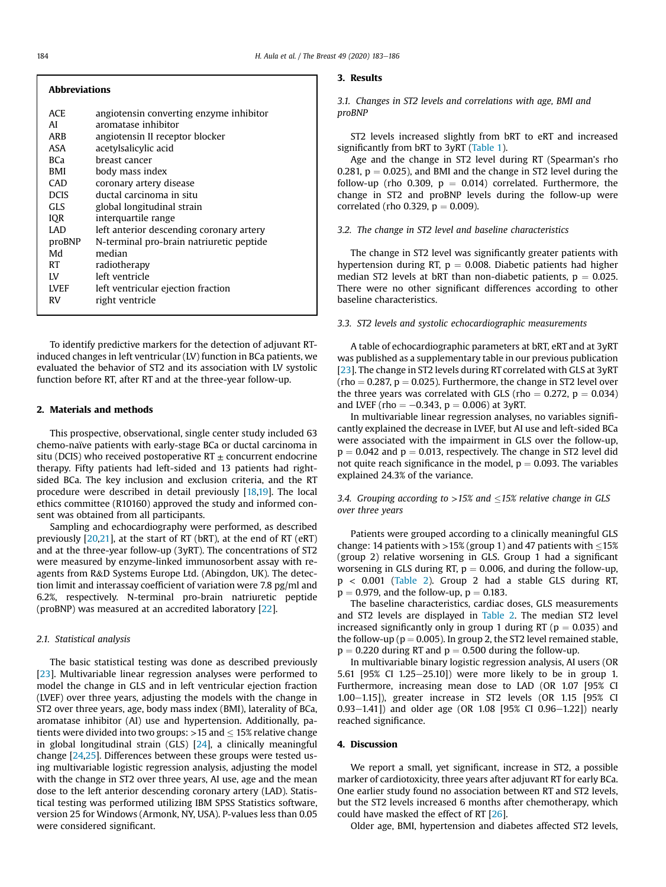**Abbreviations**

| | |
|---|---|
| ACE | angiotensin converting enzyme inhibitor |
| AI | aromatase inhibitor |
| ARB | angiotensin II receptor blocker |
| ASA | acetylsalicylic acid |
| BCa | breast cancer |
| BMI | body mass index |
| CAD | coronary artery disease |
| DCIS | ductal carcinoma in situ |
| GLS | global longitudinal strain |
| IQR | interquartile range |
| LAD | left anterior descending coronary artery |
| proBNP | N-terminal pro-brain natriuretic peptide |
| Md | median |
| RT | radiotherapy |
| LV | left ventricle |
| LVEF | left ventricular ejection fraction |
| RV | right ventricle |

To identify predictive markers for the detection of adjuvant RT-induced changes in left ventricular (LV) function in BCa patients, we evaluated the behavior of ST2 and its association with LV systolic function before RT, after RT and at the three-year follow-up.

## 2. Materials and methods

This prospective, observational, single center study included 63 chemo-naïve patients with early-stage BCa or ductal carcinoma in situ (DCIS) who received postoperative RT ± concurrent endocrine therapy. Fifty patients had left-sided and 13 patients had right-sided BCa. The key inclusion and exclusion criteria, and the RT procedure were described in detail previously [18,19]. The local ethics committee (R10160) approved the study and informed consent was obtained from all participants.

Sampling and echocardiography were performed, as described previously [20,21], at the start of RT (bRT), at the end of RT (eRT) and at the three-year follow-up (3yRT). The concentrations of ST2 were measured by enzyme-linked immunosorbent assay with reagents from R&D Systems Europe Ltd. (Abingdon, UK). The detection limit and interassay coefficient of variation were 7.8 pg/ml and 6.2%, respectively. N-terminal pro-brain natriuretic peptide (proBNP) was measured at an accredited laboratory [22].

### 2.1. Statistical analysis

The basic statistical testing was done as described previously [23]. Multivariable linear regression analyses were performed to model the change in GLS and in left ventricular ejection fraction (LVEF) over three years, adjusting the models with the change in ST2 over three years, age, body mass index (BMI), laterality of BCa, aromatase inhibitor (AI) use and hypertension. Additionally, patients were divided into two groups: >15 and ≤ 15% relative change in global longitudinal strain (GLS) [24], a clinically meaningful change [24,25]. Differences between these groups were tested using multivariable logistic regression analysis, adjusting the model with the change in ST2 over three years, AI use, age and the mean dose to the left anterior descending coronary artery (LAD). Statistical testing was performed utilizing IBM SPSS Statistics software, version 25 for Windows (Armonk, NY, USA). P-values less than 0.05 were considered significant.

## 3. Results

### 3.1. Changes in ST2 levels and correlations with age, BMI and proBNP

ST2 levels increased slightly from bRT to eRT and increased significantly from bRT to 3yRT (Table 1).

Age and the change in ST2 level during RT (Spearman's rho 0.281, $p = 0.025$), and BMI and the change in ST2 level during the follow-up (rho 0.309, $p = 0.014$) correlated. Furthermore, the change in ST2 and proBNP levels during the follow-up were correlated (rho 0.329, $p = 0.009$).

### 3.2. The change in ST2 level and baseline characteristics

The change in ST2 level was significantly greater patients with hypertension during RT, $p = 0.008$. Diabetic patients had higher median ST2 levels at bRT than non-diabetic patients, $p = 0.025$. There were no other significant differences according to other baseline characteristics.

### 3.3. ST2 levels and systolic echocardiographic measurements

A table of echocardiographic parameters at bRT, eRT and at 3yRT was published as a supplementary table in our previous publication [23]. The change in ST2 levels during RT correlated with GLS at 3yRT (rho = 0.287, $p = 0.025$). Furthermore, the change in ST2 level over the three years was correlated with GLS (rho = 0.272, $p = 0.034$) and LVEF (rho = −0.343, $p = 0.006$) at 3yRT.

In multivariable linear regression analyses, no variables significantly explained the decrease in LVEF, but AI use and left-sided BCa were associated with the impairment in GLS over the follow-up, $p = 0.042$ and $p = 0.013$, respectively. The change in ST2 level did not quite reach significance in the model, $p = 0.093$. The variables explained 24.3% of the variance.

### 3.4. Grouping according to >15% and ≤15% relative change in GLS over three years

Patients were grouped according to a clinically meaningful GLS change: 14 patients with >15% (group 1) and 47 patients with ≤15% (group 2) relative worsening in GLS. Group 1 had a significant worsening in GLS during RT, $p = 0.006$, and during the follow-up, $p < 0.001$ (Table 2). Group 2 had a stable GLS during RT, $p = 0.979$, and the follow-up, $p = 0.183$.

The baseline characteristics, cardiac doses, GLS measurements and ST2 levels are displayed in Table 2. The median ST2 level increased significantly only in group 1 during RT ($p = 0.035$) and the follow-up ($p = 0.005$). In group 2, the ST2 level remained stable, $p = 0.220$ during RT and $p = 0.500$ during the follow-up.

In multivariable binary logistic regression analysis, AI users (OR 5.61 [95% CI 1.25−25.10]) were more likely to be in group 1. Furthermore, increasing mean dose to LAD (OR 1.07 [95% CI 1.00−1.15]), greater increase in ST2 levels (OR 1.15 [95% CI 0.93−1.41]) and older age (OR 1.08 [95% CI 0.96−1.22]) nearly reached significance.

## 4. Discussion

We report a small, yet significant, increase in ST2, a possible marker of cardiotoxicity, three years after adjuvant RT for early BCa. One earlier study found no association between RT and ST2 levels, but the ST2 levels increased 6 months after chemotherapy, which could have masked the effect of RT [26].

Older age, BMI, hypertension and diabetes affected ST2 levels,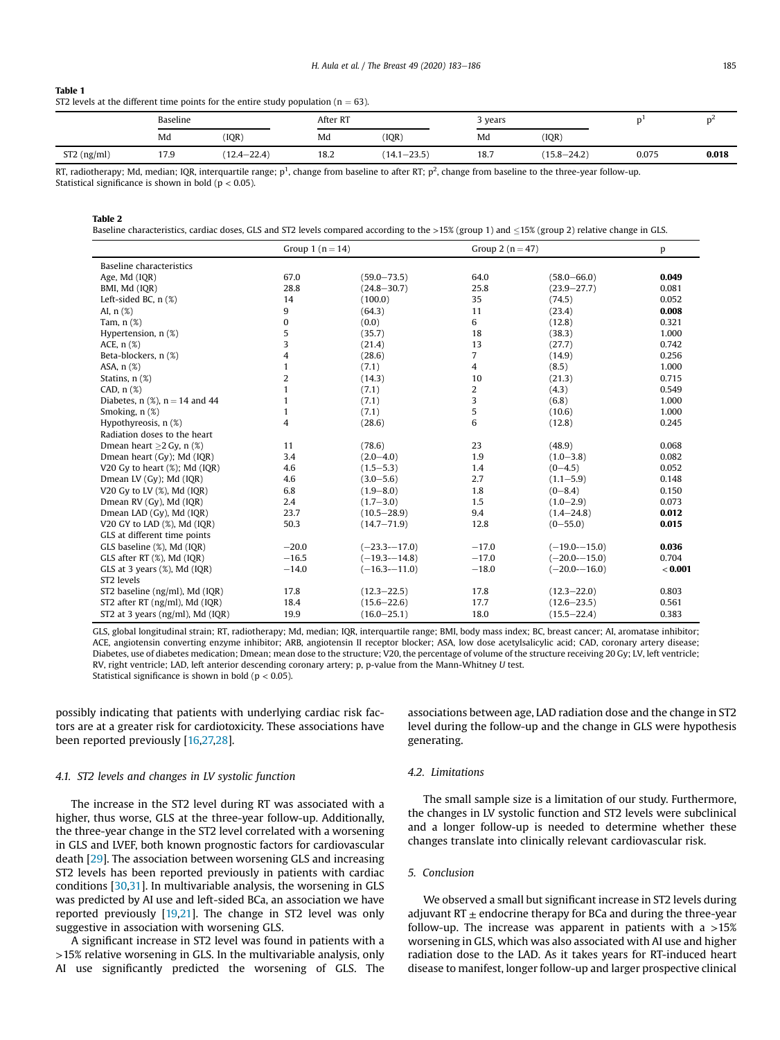**Table 1**
ST2 levels at the different time points for the entire study population (n = 63).

| | Baseline | | After RT | | 3 years | | $p^1$ | $p^2$ |
|---|---|---|---|---|---|---|---|---|
| | Md | (IQR) | Md | (IQR) | Md | (IQR) | | |
| ST2 (ng/ml) | 17.9 | (12.4–22.4) | 18.2 | (14.1–23.5) | 18.7 | (15.8–24.2) | 0.075 | **0.018** |

RT, radiotherapy; Md, median; IQR, interquartile range; $p^1$, change from baseline to after RT; $p^2$, change from baseline to the three-year follow-up.
Statistical significance is shown in bold ($p < 0.05$).

**Table 2**
Baseline characteristics, cardiac doses, GLS and ST2 levels compared according to the >15% (group 1) and ≤15% (group 2) relative change in GLS.

| | Group 1 (n = 14) | | Group 2 (n = 47) | | p |
|---|---|---|---|---|---|
| Baseline characteristics | | | | | |
| Age, Md (IQR) | 67.0 | (59.0–73.5) | 64.0 | (58.0–66.0) | **0.049** |
| BMI, Md (IQR) | 28.8 | (24.8–30.7) | 25.8 | (23.9–27.7) | 0.081 |
| Left-sided BC, n (%) | 14 | (100.0) | 35 | (74.5) | 0.052 |
| AI, n (%) | 9 | (64.3) | 11 | (23.4) | **0.008** |
| Tam, n (%) | 0 | (0.0) | 6 | (12.8) | 0.321 |
| Hypertension, n (%) | 5 | (35.7) | 18 | (38.3) | 1.000 |
| ACE, n (%) | 3 | (21.4) | 13 | (27.7) | 0.742 |
| Beta-blockers, n (%) | 4 | (28.6) | 7 | (14.9) | 0.256 |
| ASA, n (%) | 1 | (7.1) | 4 | (8.5) | 1.000 |
| Statins, n (%) | 2 | (14.3) | 10 | (21.3) | 0.715 |
| CAD, n (%) | 1 | (7.1) | 2 | (4.3) | 0.549 |
| Diabetes, n (%), n = 14 and 44 | 1 | (7.1) | 3 | (6.8) | 1.000 |
| Smoking, n (%) | 1 | (7.1) | 5 | (10.6) | 1.000 |
| Hypothyreosis, n (%) | 4 | (28.6) | 6 | (12.8) | 0.245 |
| Radiation doses to the heart | | | | | |
| Dmean heart ≥2 Gy, n (%) | 11 | (78.6) | 23 | (48.9) | 0.068 |
| Dmean heart (Gy); Md (IQR) | 3.4 | (2.0–4.0) | 1.9 | (1.0–3.8) | 0.082 |
| V20 Gy to heart (%); Md (IQR) | 4.6 | (1.5–5.3) | 1.4 | (0–4.5) | 0.052 |
| Dmean LV (Gy); Md (IQR) | 4.6 | (3.0–5.6) | 2.7 | (1.1–5.9) | 0.148 |
| V20 Gy to LV (%), Md (IQR) | 6.8 | (1.9–8.0) | 1.8 | (0–8.4) | 0.150 |
| Dmean RV (Gy), Md (IQR) | 2.4 | (1.7–3.0) | 1.5 | (1.0–2.9) | 0.073 |
| Dmean LAD (Gy), Md (IQR) | 23.7 | (10.5–28.9) | 9.4 | (1.4–24.8) | **0.012** |
| V20 GY to LAD (%), Md (IQR) | 50.3 | (14.7–71.9) | 12.8 | (0–55.0) | **0.015** |
| GLS at different time points | | | | | |
| GLS baseline (%), Md (IQR) | −20.0 | (−23.3–−17.0) | −17.0 | (−19.0–−15.0) | **0.036** |
| GLS after RT (%), Md (IQR) | −16.5 | (−19.3–−14.8) | −17.0 | (−20.0–−15.0) | 0.704 |
| GLS at 3 years (%), Md (IQR) | −14.0 | (−16.3–−11.0) | −18.0 | (−20.0–−16.0) | **<0.001** |
| ST2 levels | | | | | |
| ST2 baseline (ng/ml), Md (IQR) | 17.8 | (12.3–22.5) | 17.8 | (12.3–22.0) | 0.803 |
| ST2 after RT (ng/ml), Md (IQR) | 18.4 | (15.6–22.6) | 17.7 | (12.6–23.5) | 0.561 |
| ST2 at 3 years (ng/ml), Md (IQR) | 19.9 | (16.0–25.1) | 18.0 | (15.5–22.4) | 0.383 |

GLS, global longitudinal strain; RT, radiotherapy; Md, median; IQR, interquartile range; BMI, body mass index; BC, breast cancer; AI, aromatase inhibitor; ACE, angiotensin converting enzyme inhibitor; ARB, angiotensin II receptor blocker; ASA, low dose acetylsalicylic acid; CAD, coronary artery disease; Diabetes, use of diabetes medication; Dmean; mean dose to the structure; V20, the percentage of volume of the structure receiving 20 Gy; LV, left ventricle; RV, right ventricle; LAD, left anterior descending coronary artery; p, p-value from the Mann-Whitney *U* test.
Statistical significance is shown in bold ($p < 0.05$).

possibly indicating that patients with underlying cardiac risk factors are at a greater risk for cardiotoxicity. These associations have been reported previously [16,27,28].

### 4.1. ST2 levels and changes in LV systolic function

The increase in the ST2 level during RT was associated with a higher, thus worse, GLS at the three-year follow-up. Additionally, the three-year change in the ST2 level correlated with a worsening in GLS and LVEF, both known prognostic factors for cardiovascular death [29]. The association between worsening GLS and increasing ST2 levels has been reported previously in patients with cardiac conditions [30,31]. In multivariable analysis, the worsening in GLS was predicted by AI use and left-sided BCa, an association we have reported previously [19,21]. The change in ST2 level was only suggestive in association with worsening GLS.

A significant increase in ST2 level was found in patients with a >15% relative worsening in GLS. In the multivariable analysis, only AI use significantly predicted the worsening of GLS. The associations between age, LAD radiation dose and the change in ST2 level during the follow-up and the change in GLS were hypothesis generating.

### 4.2. Limitations

The small sample size is a limitation of our study. Furthermore, the changes in LV systolic function and ST2 levels were subclinical and a longer follow-up is needed to determine whether these changes translate into clinically relevant cardiovascular risk.

## 5. Conclusion

We observed a small but significant increase in ST2 levels during adjuvant RT ± endocrine therapy for BCa and during the three-year follow-up. The increase was apparent in patients with a >15% worsening in GLS, which was also associated with AI use and higher radiation dose to the LAD. As it takes years for RT-induced heart disease to manifest, longer follow-up and larger prospective clinical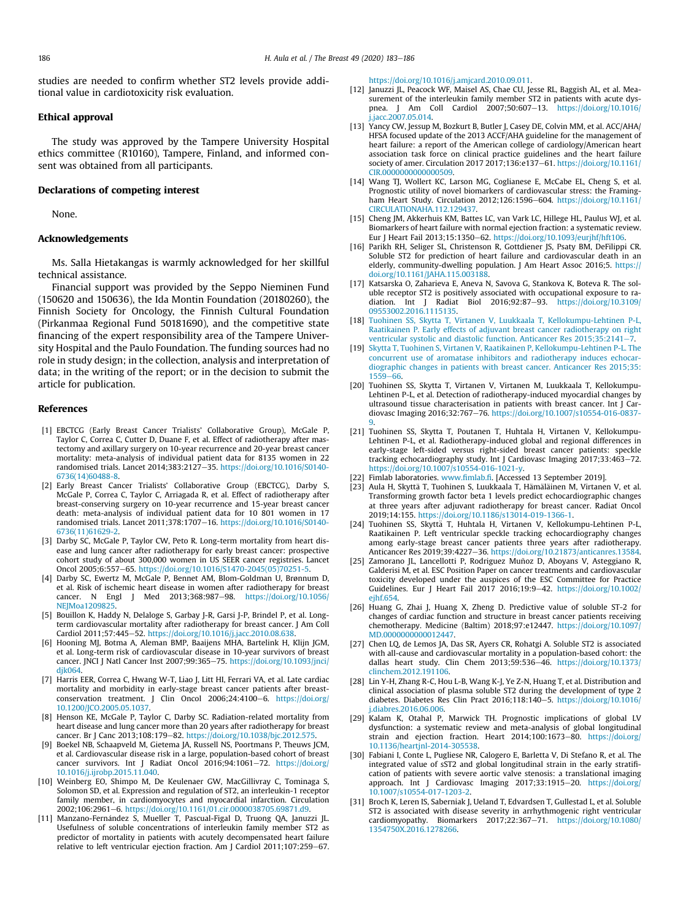studies are needed to confirm whether ST2 levels provide additional value in cardiotoxicity risk evaluation.

## Ethical approval

The study was approved by the Tampere University Hospital ethics committee (R10160), Tampere, Finland, and informed consent was obtained from all participants.

## Declarations of competing interest

None.

## Acknowledgements

Ms. Salla Hietakangas is warmly acknowledged for her skillful technical assistance.

Financial support was provided by the Seppo Nieminen Fund (150620 and 150636), the Ida Montin Foundation (20180260), the Finnish Society for Oncology, the Finnish Cultural Foundation (Pirkanmaa Regional Fund 50181690), and the competitive state financing of the expert responsibility area of the Tampere University Hospital and the Paulo Foundation. The funding sources had no role in study design; in the collection, analysis and interpretation of data; in the writing of the report; or in the decision to submit the article for publication.

## References

[1] EBCTCG (Early Breast Cancer Trialists' Collaborative Group), McGale P, Taylor C, Correa C, Cutter D, Duane F, et al. Effect of radiotherapy after mastectomy and axillary surgery on 10-year recurrence and 20-year breast cancer mortality: meta-analysis of individual patient data for 8135 women in 22 randomised trials. Lancet 2014;383:2127–35. https://doi.org/10.1016/S0140-6736(14)60488-8.

[2] Early Breast Cancer Trialists' Collaborative Group (EBCTCG), Darby S, McGale P, Correa C, Taylor C, Arriagada R, et al. Effect of radiotherapy after breast-conserving surgery on 10-year recurrence and 15-year breast cancer death: meta-analysis of individual patient data for 10 801 women in 17 randomised trials. Lancet 2011;378:1707–16. https://doi.org/10.1016/S0140-6736(11)61629-2.

[3] Darby SC, McGale P, Taylor CW, Peto R. Long-term mortality from heart disease and lung cancer after radiotherapy for early breast cancer: prospective cohort study of about 300,000 women in US SEER cancer registries. Lancet Oncol 2005;6:557–65. https://doi.org/10.1016/S1470-2045(05)70251-5.

[4] Darby SC, Ewertz M, McGale P, Bennet AM, Blom-Goldman U, Brønnum D, et al. Risk of ischemic heart disease in women after radiotherapy for breast cancer. N Engl J Med 2013;368:987–98. https://doi.org/10.1056/NEJMoa1209825.

[5] Bouillon K, Haddy N, Delaloge S, Garbay J-R, Garsi J-P, Brindel P, et al. Long-term cardiovascular mortality after radiotherapy for breast cancer. J Am Coll Cardiol 2011;57:445–52. https://doi.org/10.1016/j.jacc.2010.08.638.

[6] Hooning MJ, Botma A, Aleman BMP, Baaijens MHA, Bartelink H, Klijn JGM, et al. Long-term risk of cardiovascular disease in 10-year survivors of breast cancer. JNCI J Natl Cancer Inst 2007;99:365–75. https://doi.org/10.1093/jnci/djk064.

[7] Harris EER, Correa C, Hwang W-T, Liao J, Litt HI, Ferrari VA, et al. Late cardiac mortality and morbidity in early-stage breast cancer patients after breast-conservation treatment. J Clin Oncol 2006;24:4100–6. https://doi.org/10.1200/JCO.2005.05.1037.

[8] Henson KE, McGale P, Taylor C, Darby SC. Radiation-related mortality from heart disease and lung cancer more than 20 years after radiotherapy for breast cancer. Br J Canc 2013;108:179–82. https://doi.org/10.1038/bjc.2012.575.

[9] Boekel NB, Schaapveld M, Gietema JA, Russell NS, Poortmans P, Theuws JCM, et al. Cardiovascular disease risk in a large, population-based cohort of breast cancer survivors. Int J Radiat Oncol 2016;94:1061–72. https://doi.org/10.1016/j.ijrobp.2015.11.040.

[10] Weinberg EO, Shimpo M, De Keulenaer GW, MacGillivray C, Tominaga S, Solomon SD, et al. Expression and regulation of ST2, an interleukin-1 receptor family member, in cardiomyocytes and myocardial infarction. Circulation 2002;106:2961–6. https://doi.org/10.1161/01.cir.0000038705.69871.d9.

[11] Manzano-Fernández S, Mueller T, Pascual-Figal D, Truong QA, Januzzi JL. Usefulness of soluble concentrations of interleukin family member ST2 as predictor of mortality in patients with acutely decompensated heart failure relative to left ventricular ejection fraction. Am J Cardiol 2011;107:259–67. https://doi.org/10.1016/j.amjcard.2010.09.011.

[12] Januzzi JL, Peacock WF, Maisel AS, Chae CU, Jesse RL, Baggish AL, et al. Measurement of the interleukin family member ST2 in patients with acute dyspnea. J Am Coll Cardiol 2007;50:607–13. https://doi.org/10.1016/j.jacc.2007.05.014.

[13] Yancy CW, Jessup M, Bozkurt B, Butler J, Casey DE, Colvin MM, et al. ACC/AHA/HFSA focused update of the 2013 ACCF/AHA guideline for the management of heart failure: a report of the American college of cardiology/American heart association task force on clinical practice guidelines and the heart failure society of amer. Circulation 2017 2017;136:e137–61. https://doi.org/10.1161/CIR.0000000000000509.

[14] Wang TJ, Wollert KC, Larson MG, Coglianese E, McCabe EL, Cheng S, et al. Prognostic utility of novel biomarkers of cardiovascular stress: the Framingham Heart Study. Circulation 2012;126:1596–604. https://doi.org/10.1161/CIRCULATIONAHA.112.129437.

[15] Cheng JM, Akkerhuis KM, Battes LC, van Vark LC, Hillege HL, Paulus WJ, et al. Biomarkers of heart failure with normal ejection fraction: a systematic review. Eur J Heart Fail 2013;15:1350–62. https://doi.org/10.1093/eurjhf/hft106.

[16] Parikh RH, Seliger SL, Christenson R, Gottdiener JS, Psaty BM, DeFilippi CR. Soluble ST2 for prediction of heart failure and cardiovascular death in an elderly, community-dwelling population. J Am Heart Assoc 2016;5. https://doi.org/10.1161/JAHA.115.003188.

[17] Katsarska O, Zaharieva E, Aneva N, Savova G, Stankova K, Boteva R. The soluble receptor ST2 is positively associated with occupational exposure to radiation. Int J Radiat Biol 2016;92:87–93. https://doi.org/10.3109/09553002.2016.1115135.

[18] Tuohinen SS, Skytta T, Virtanen V, Luukkaala T, Kellokumpu-Lehtinen P-L, Raatikainen P. Early effects of adjuvant breast cancer radiotherapy on right ventricular systolic and diastolic function. Anticancer Res 2015;35:2141–7.

[19] Skytta T, Tuohinen S, Virtanen V, Raatikainen P, Kellokumpu-Lehtinen P-L. The concurrent use of aromatase inhibitors and radiotherapy induces echocardiographic changes in patients with breast cancer. Anticancer Res 2015;35:1559–66.

[20] Tuohinen SS, Skytta T, Virtanen V, Virtanen M, Luukkaala T, Kellokumpu-Lehtinen P-L, et al. Detection of radiotherapy-induced myocardial changes by ultrasound tissue characterisation in patients with breast cancer. Int J Cardiovasc Imaging 2016;32:767–76. https://doi.org/10.1007/s10554-016-0837-9.

[21] Tuohinen SS, Skytta T, Poutanen T, Huhtala H, Virtanen V, Kellokumpu-Lehtinen P-L, et al. Radiotherapy-induced global and regional differences in early-stage left-sided versus right-sided breast cancer patients: speckle tracking echocardiography study. Int J Cardiovasc Imaging 2017;33:463–72. https://doi.org/10.1007/s10554-016-1021-y.

[22] Fimlab laboratories. www.fimlab.fi. [Accessed 13 September 2019].

[23] Aula H, Skyttä T, Tuohinen S, Luukkaala T, Hämäläinen M, Virtanen V, et al. Transforming growth factor beta 1 levels predict echocardiographic changes at three years after adjuvant radiotherapy for breast cancer. Radiat Oncol 2019;14:155. https://doi.org/10.1186/s13014-019-1366-1.

[24] Tuohinen SS, Skyttä T, Huhtala H, Virtanen V, Kellokumpu-Lehtinen P-L, Raatikainen P. Left ventricular speckle tracking echocardiography changes among early-stage breast cancer patients three years after radiotherapy. Anticancer Res 2019;39:4227–36. https://doi.org/10.21873/anticanres.13584.

[25] Zamorano JL, Lancellotti P, Rodriguez Muñoz D, Aboyans V, Asteggiano R, Galderisi M, et al. ESC Position Paper on cancer treatments and cardiovascular toxicity developed under the auspices of the ESC Committee for Practice Guidelines. Eur J Heart Fail 2017 2016;19:9–42. https://doi.org/10.1002/ejhf.654.

[26] Huang G, Zhai J, Huang X, Zheng D. Predictive value of soluble ST-2 for changes of cardiac function and structure in breast cancer patients receiving chemotherapy. Medicine (Baltim) 2018;97:e12447. https://doi.org/10.1097/MD.0000000000012447.

[27] Chen LQ, de Lemos JA, Das SR, Ayers CR, Rohatgi A. Soluble ST2 is associated with all-cause and cardiovascular mortality in a population-based cohort: the dallas heart study. Clin Chem 2013;59:536–46. https://doi.org/10.1373/clinchem.2012.191106.

[28] Lin Y-H, Zhang R-C, Hou L-B, Wang K-J, Ye Z-N, Huang T, et al. Distribution and clinical association of plasma soluble ST2 during the development of type 2 diabetes. Diabetes Res Clin Pract 2016;118:140–5. https://doi.org/10.1016/j.diabres.2016.06.006.

[29] Kalam K, Otahal P, Marwick TH. Prognostic implications of global LV dysfunction: a systematic review and meta-analysis of global longitudinal strain and ejection fraction. Heart 2014;100:1673–80. https://doi.org/10.1136/heartjnl-2014-305538.

[30] Fabiani I, Conte L, Pugliese NR, Calogero E, Barletta V, Di Stefano R, et al. The integrated value of sST2 and global longitudinal strain in the early stratification of patients with severe aortic valve stenosis: a translational imaging approach. Int J Cardiovasc Imaging 2017;33:1915–20. https://doi.org/10.1007/s10554-017-1203-2.

[31] Broch K, Leren IS, Saberniak J, Ueland T, Edvardsen T, Gullestad L, et al. Soluble ST2 is associated with disease severity in arrhythmogenic right ventricular cardiomyopathy. Biomarkers 2017;22:367–71. https://doi.org/10.1080/1354750X.2016.1278266.